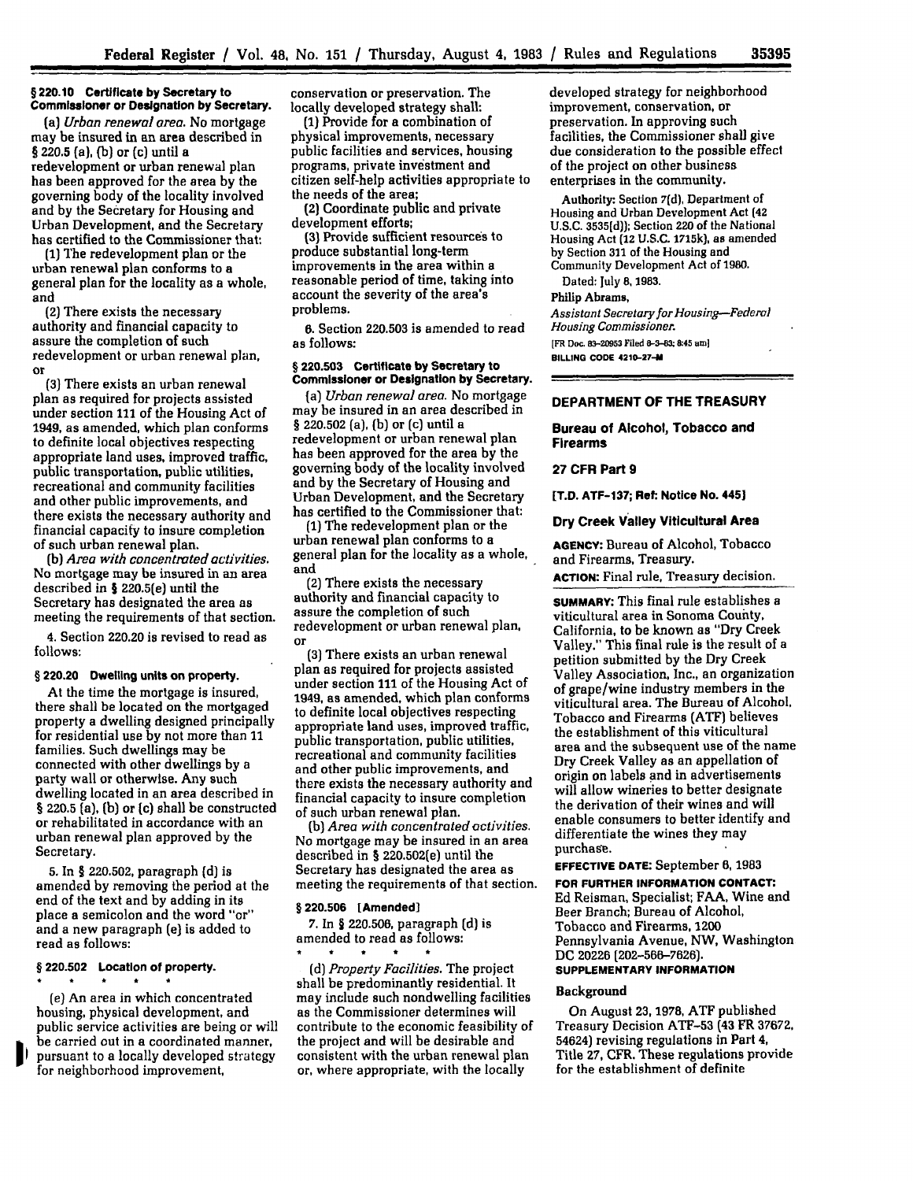**§ 220.10 Certificate by Secretary to Commissioner or Designation by Secretary.**

(a) *Urban renewal area.* No mortgage may be insured in an area described in § 220.5 (a), (b) or (c) until a redevelopment or urban renewal plan has been approved for the area by the governing body of the locality involved and by the Secretary for Housing and Urban Development, and the Secretary has certified to the Commissioner that:

(1) The redevelopment plan or the urban renewal plan conforms to a general plan for the locality as a whole, and

(2) There exists the necessary authority and financial capacity to assure the completion of such redevelopment or urban renewal plan, or

(3) There exists an urban renewal plan as required for projects assisted under section 111 of the Housing Act of 1949, as amended, which plan conforms to definite local objectives respecting appropriate land uses, improved traffic, public transportation, public utilities, recreational and community facilities and other public improvements, and there exists the necessary authority and financial capacity to insure completion of such urban renewal plan.

(b) *Area with concentrated activities.* No mortgage may be insured in an area described in § 220.5(e) until the Secretary has designated the area as meeting the requirements of that section.

4. Section 220.20 is revised to read as follows:

**§ 220.20 Dwelling units on property.**

At the time the mortgage is insured, there shall be located on the mortgaged property a dwelling designed principally for residential use by not more than 11 families. Such dwellings may be connected with other dwellings by a party wall or otherwise. Any such dwelling located in an area described in § 220.5 (a), (b) or (c) shall be constructed or rehabilitated in accordance with an urban renewal plan approved by the Secretary.

5. In § 220.502, paragraph (d) is amended by removing the period at the end of the text and by adding in its place a semicolon and the word "or" and a new paragraph (e) is added to read as follows:

**§ 220.502 Location of property.**

\* \* \* \* \*

(e) An area in which concentrated housing, physical development, and public service activities are being or will be carried out in a coordinated manner, pursuant to a locally developed strategy for neighborhood improvement, conservation or preservation. The locally developed strategy shall:

(1) Provide for a combination of physical improvements, necessary public facilities and services, housing programs, private investment and citizen self-help activities appropriate to the needs of the area;

(2) Coordinate public and private development efforts;

(3) Provide sufficient resources to produce substantial long-term improvements in the area within a reasonable period of time, taking into account the severity of the area's problems.

6. Section 220.503 is amended to read as follows:

**§ 220.503 Certificate by Secretary to Commissioner or Designation by Secretary.**

(a) *Urban renewal area.* No mortgage may be insured in an area described in § 220.502 (a), (b) or (c) until a redevelopment or urban renewal plan has been approved for the area by the governing body of the locality involved and by the Secretary of Housing and Urban Development, and the Secretary has certified to the Commissioner that:

(1) The redevelopment plan or the urban renewal plan conforms to a general plan for the locality as a whole, and

(2) There exists the necessary authority and financial capacity to assure the completion of such redevelopment or urban renewal plan, or

(3) There exists an urban renewal plan as required for projects assisted under section 111 of the Housing Act of 1949, as amended, which plan conforms to definite local objectives respecting appropriate land uses, improved traffic, public transportation, public utilities, recreational and community facilities and other public improvements, and there exists the necessary authority and financial capacity to insure completion of such urban renewal plan.

(b) *Area with concentrated activities.* No mortgage may be insured in an area described in § 220.502(e) until the Secretary has designated the area as meeting the requirements of that section.

**§ 220.506 [Amended]**

7. In § 220.506, paragraph (d) is amended to read as follows:

\* \* \* \* \*

(d) *Property Facilities.* The project shall be predominantly residential. It may include such nondwelling facilities as the Commissioner determines will contribute to the economic feasibility of the project and will be desirable and consistent with the urban renewal plan or, where appropriate, with the locally developed strategy for neighborhood improvement, conservation, or preservation. In approving such facilities, the Commissioner shall give due consideration to the possible effect of the project on other business enterprises in the community.

Authority: Section 7(d), Department of Housing and Urban Development Act (42 U.S.C. 3535(d)); Section 220 of the National Housing Act (12 U.S.C. 1715k), as amended by Section 311 of the Housing and Community Development Act of 1980.

Dated: July 6, 1983.

Philip Abrams,

*Assistant Secretary for Housing—Federal Housing Commissioner.*

[FR Doc. 83-20953 Filed 8-3-83; 8:45 am]

BILLING CODE 4210-27-M

## DEPARTMENT OF THE TREASURY

### Bureau of Alcohol, Tobacco and Firearms

### 27 CFR Part 9

**[T.D. ATF-137; Ref: Notice No. 445]**

### Dry Creek Valley Viticultural Area

**AGENCY:** Bureau of Alcohol, Tobacco and Firearms, Treasury.

**ACTION:** Final rule, Treasury decision.

**SUMMARY:** This final rule establishes a viticultural area in Sonoma County, California, to be known as "Dry Creek Valley." This final rule is the result of a petition submitted by the Dry Creek Valley Association, Inc., an organization of grape/wine industry members in the viticultural area. The Bureau of Alcohol, Tobacco and Firearms (ATF) believes the establishment of this viticultural area and the subsequent use of the name Dry Creek Valley as an appellation of origin on labels and in advertisements will allow wineries to better designate the derivation of their wines and will enable consumers to better identify and differentiate the wines they may purchase.

**EFFECTIVE DATE:** September 6, 1983

**FOR FURTHER INFORMATION CONTACT:** Ed Reisman, Specialist; FAA, Wine and Beer Branch; Bureau of Alcohol, Tobacco and Firearms, 1200 Pennsylvania Avenue, NW, Washington DC 20226 (202-566-7626).

**SUPPLEMENTARY INFORMATION**

**Background**

On August 23, 1978, ATF published Treasury Decision ATF-53 (43 FR 37672, 54624) revising regulations in Part 4, Title 27, CFR. These regulations provide for the establishment of definite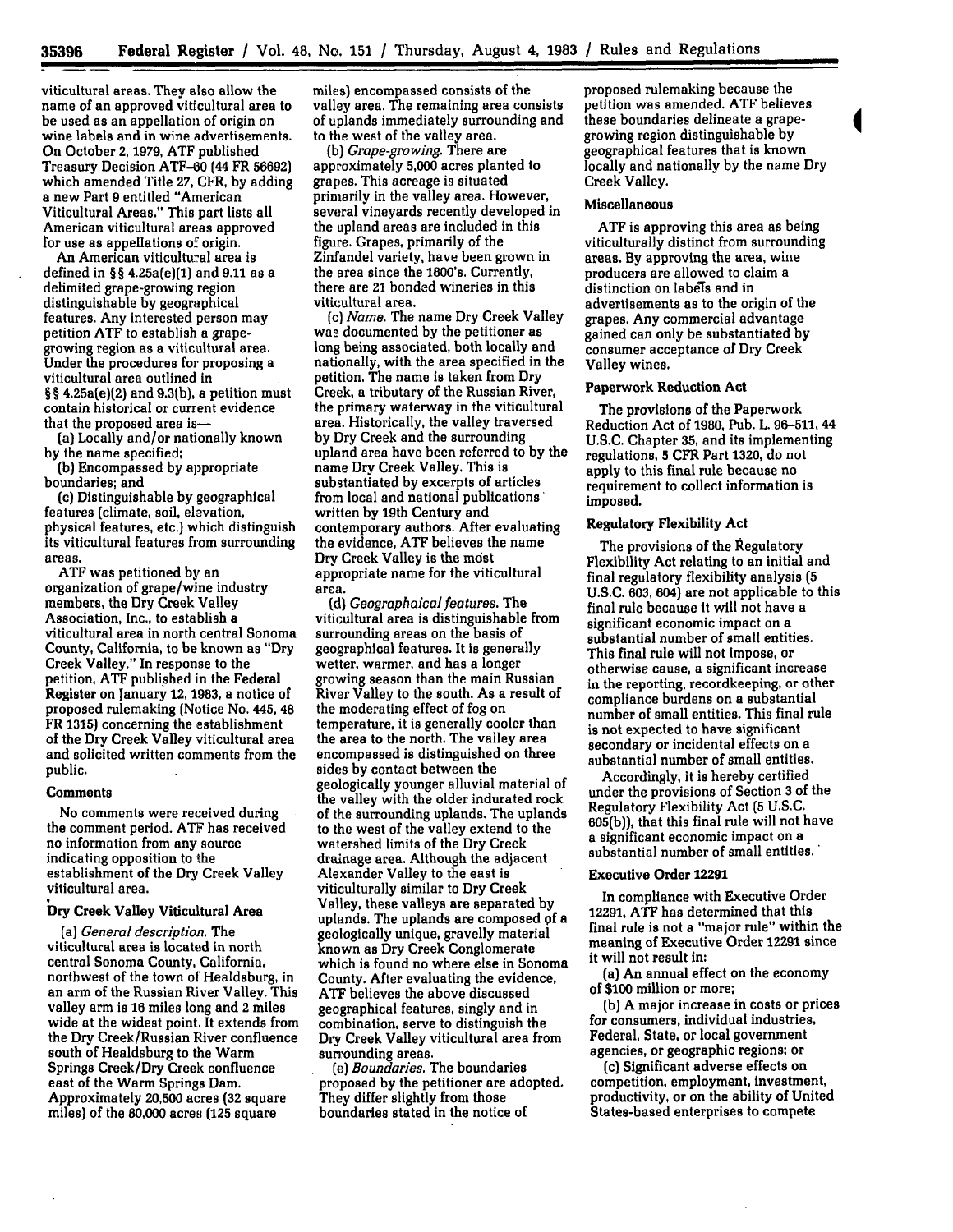viticultural areas. They also allow the name of an approved viticultural area to be used as an appellation of origin on wine labels and in wine advertisements. On October 2, 1979, ATF published Treasury Decision ATF-60 (44 FR 56692) which amended Title 27, CFR, by adding a new Part 9 entitled "American Viticultural Areas." This part lists all American viticultural areas approved for use as appellations of origin.

An American viticultural area is defined in §§ 4.25a(e)(1) and 9.11 as a delimited grape-growing region distinguishable by geographical features. Any interested person may petition ATF to establish a grape-growing region as a viticultural area. Under the procedures for proposing a viticultural area outlined in §§ 4.25a(e)(2) and 9.3(b), a petition must contain historical or current evidence that the proposed area is—

(a) Locally and/or nationally known by the name specified;

(b) Encompassed by appropriate boundaries; and

(c) Distinguishable by geographical features (climate, soil, elevation, physical features, etc.) which distinguish its viticultural features from surrounding areas.

ATF was petitioned by an organization of grape/wine industry members, the Dry Creek Valley Association, Inc., to establish a viticultural area in north central Sonoma County, California, to be known as "Dry Creek Valley." In response to the petition, ATF published in the **Federal Register** on January 12, 1983, a notice of proposed rulemaking (Notice No. 445, 48 FR 1315) concerning the establishment of the Dry Creek Valley viticultural area and solicited written comments from the public.

**Comments**

No comments were received during the comment period. ATF has received no information from any source indicating opposition to the establishment of the Dry Creek Valley viticultural area.

**Dry Creek Valley Viticultural Area**

(a) *General description.* The viticultural area is located in north central Sonoma County, California, northwest of the town of Healdsburg, in an arm of the Russian River Valley. This valley arm is 16 miles long and 2 miles wide at the widest point. It extends from the Dry Creek/Russian River confluence south of Healdsburg to the Warm Springs Creek/Dry Creek confluence east of the Warm Springs Dam. Approximately 20,500 acres (32 square miles) of the 80,000 acres (125 square miles) encompassed consists of the valley area. The remaining area consists of uplands immediately surrounding and to the west of the valley area.

(b) *Grape-growing.* There are approximately 5,000 acres planted to grapes. This acreage is situated primarily in the valley area. However, several vineyards recently developed in the upland areas are included in this figure. Grapes, primarily of the Zinfandel variety, have been grown in the area since the 1800's. Currently, there are 21 bonded wineries in this viticultural area.

(c) *Name.* The name Dry Creek Valley was documented by the petitioner as long being associated, both locally and nationally, with the area specified in the petition. The name is taken from Dry Creek, a tributary of the Russian River, the primary waterway in the viticultural area. Historically, the valley traversed by Dry Creek and the surrounding upland area have been referred to by the name Dry Creek Valley. This is substantiated by excerpts of articles from local and national publications written by 19th Century and contemporary authors. After evaluating the evidence, ATF believes the name Dry Creek Valley is the most appropriate name for the viticultural area.

(d) *Geographical features.* The viticultural area is distinguishable from surrounding areas on the basis of geographical features. It is generally wetter, warmer, and has a longer growing season than the main Russian River Valley to the south. As a result of the moderating effect of fog on temperature, it is generally cooler than the area to the north. The valley area encompassed is distinguished on three sides by contact between the geologically younger alluvial material of the valley with the older indurated rock of the surrounding uplands. The uplands to the west of the valley extend to the watershed limits of the Dry Creek drainage area. Although the adjacent Alexander Valley to the east is viticulturally similar to Dry Creek Valley, these valleys are separated by uplands. The uplands are composed of a geologically unique, gravelly material known as Dry Creek Conglomerate which is found no where else in Sonoma County. After evaluating the evidence, ATF believes the above discussed geographical features, singly and in combination, serve to distinguish the Dry Creek Valley viticultural area from surrounding areas.

(e) *Boundaries.* The boundaries proposed by the petitioner are adopted. They differ slightly from those boundaries stated in the notice of proposed rulemaking because the petition was amended. ATF believes these boundaries delineate a grape-growing region distinguishable by geographical features that is known locally and nationally by the name Dry Creek Valley.

**Miscellaneous**

ATF is approving this area as being viticulturally distinct from surrounding areas. By approving the area, wine producers are allowed to claim a distinction on labels and in advertisements as to the origin of the grapes. Any commercial advantage gained can only be substantiated by consumer acceptance of Dry Creek Valley wines.

**Paperwork Reduction Act**

The provisions of the Paperwork Reduction Act of 1980, Pub. L. 96-511, 44 U.S.C. Chapter 35, and its implementing regulations, 5 CFR Part 1320, do not apply to this final rule because no requirement to collect information is imposed.

**Regulatory Flexibility Act**

The provisions of the Regulatory Flexibility Act relating to an initial and final regulatory flexibility analysis (5 U.S.C. 603, 604) are not applicable to this final rule because it will not have a significant economic impact on a substantial number of small entities. This final rule will not impose, or otherwise cause, a significant increase in the reporting, recordkeeping, or other compliance burdens on a substantial number of small entities. This final rule is not expected to have significant secondary or incidental effects on a substantial number of small entities.

Accordingly, it is hereby certified under the provisions of Section 3 of the Regulatory Flexibility Act (5 U.S.C. 605(b)), that this final rule will not have a significant economic impact on a substantial number of small entities.

**Executive Order 12291**

In compliance with Executive Order 12291, ATF has determined that this final rule is not a "major rule" within the meaning of Executive Order 12291 since it will not result in:

(a) An annual effect on the economy of $100 million or more;

(b) A major increase in costs or prices for consumers, individual industries, Federal, State, or local government agencies, or geographic regions; or

(c) Significant adverse effects on competition, employment, investment, productivity, or on the ability of United States-based enterprises to compete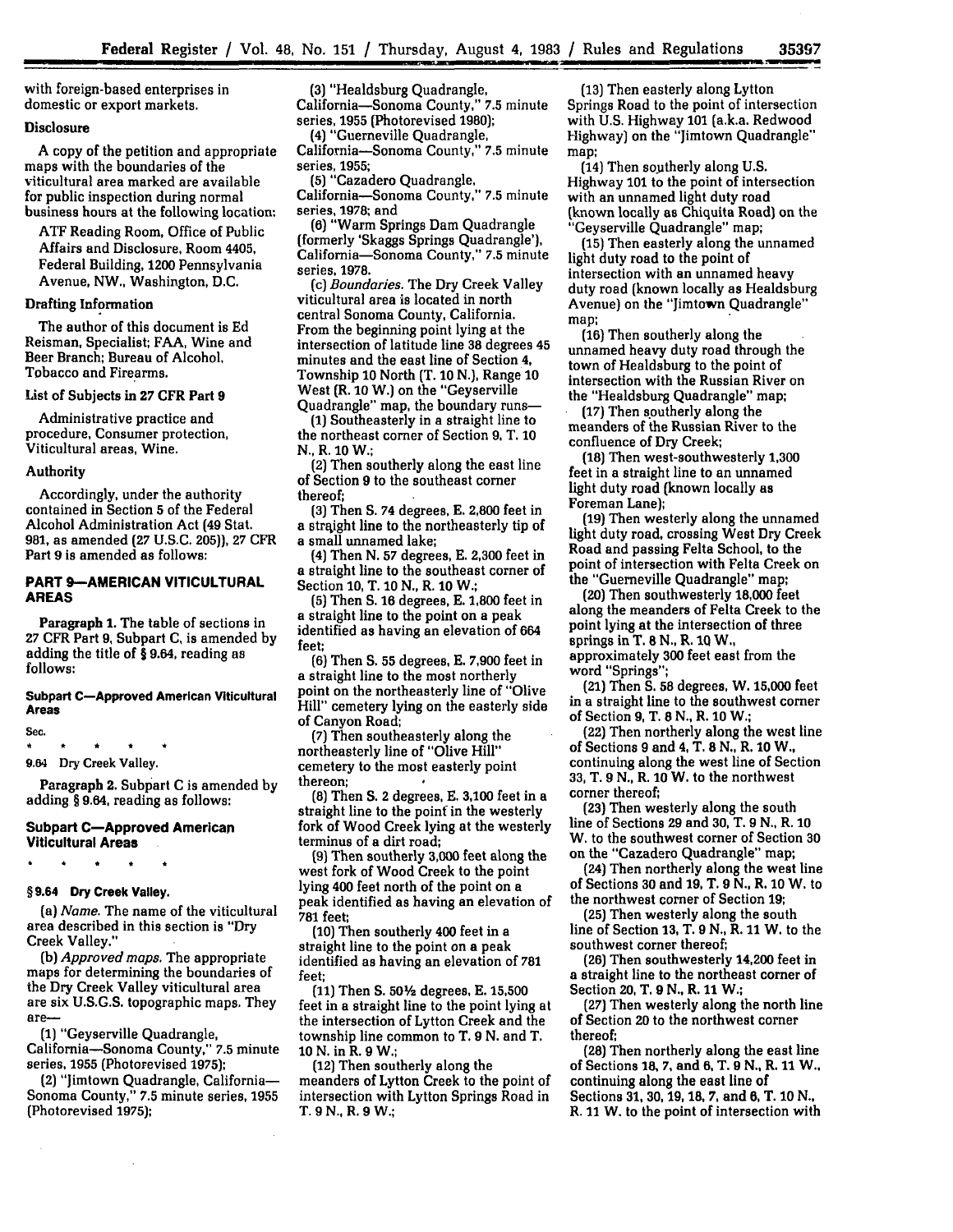with foreign-based enterprises in domestic or export markets.

**Disclosure**

A copy of the petition and appropriate maps with the boundaries of the viticultural area marked are available for public inspection during normal business hours at the following location:

ATF Reading Room, Office of Public Affairs and Disclosure, Room 4405, Federal Building, 1200 Pennsylvania Avenue, NW., Washington, D.C.

**Drafting Information**

The author of this document is Ed Reisman, Specialist; FAA, Wine and Beer Branch; Bureau of Alcohol, Tobacco and Firearms.

**List of Subjects in 27 CFR Part 9**

Administrative practice and procedure, Consumer protection, Viticultural areas, Wine.

**Authority**

Accordingly, under the authority contained in Section 5 of the Federal Alcohol Administration Act (49 Stat. 981, as amended (27 U.S.C. 205)), 27 CFR Part 9 is amended as follows:

## PART 9—AMERICAN VITICULTURAL AREAS

Paragraph 1. The table of sections in 27 CFR Part 9, Subpart C, is amended by adding the title of § 9.64, reading as follows:

### Subpart C—Approved American Viticultural Areas

Sec.

\* \* \* \* \*

9.64 Dry Creek Valley.

Paragraph 2. Subpart C is amended by adding § 9.64, reading as follows:

### Subpart C—Approved American Viticultural Areas

\* \* \* \* \*

**§ 9.64 Dry Creek Valley.**

(a) *Name.* The name of the viticultural area described in this section is "Dry Creek Valley."

(b) *Approved maps.* The appropriate maps for determining the boundaries of the Dry Creek Valley viticultural area are six U.S.G.S. topographic maps. They are—

(1) "Geyserville Quadrangle, California—Sonoma County," 7.5 minute series, 1955 (Photorevised 1975);

(2) "Jimtown Quadrangle, California—Sonoma County," 7.5 minute series, 1955 (Photorevised 1975);

(3) "Healdsburg Quadrangle, California—Sonoma County," 7.5 minute series, 1955 (Photorevised 1980);

(4) "Guerneville Quadrangle, California—Sonoma County," 7.5 minute series, 1955;

(5) "Cazadero Quadrangle, California—Sonoma County," 7.5 minute series, 1978; and

(6) "Warm Springs Dam Quadrangle (formerly 'Skaggs Springs Quadrangle'), California—Sonoma County," 7.5 minute series, 1978.

(c) *Boundaries.* The Dry Creek Valley viticultural area is located in north central Sonoma County, California. From the beginning point lying at the intersection of latitude line 38 degrees 45 minutes and the east line of Section 4, Township 10 North (T. 10 N.), Range 10 West (R. 10 W.) on the "Geyserville Quadrangle" map, the boundary runs—

(1) Southeasterly in a straight line to the northeast corner of Section 9, T. 10 N., R. 10 W.;

(2) Then southerly along the east line of Section 9 to the southeast corner thereof;

(3) Then S. 74 degrees, E. 2,800 feet in a straight line to the northeasterly tip of a small unnamed lake;

(4) Then N. 57 degrees, E. 2,300 feet in a straight line to the southeast corner of Section 10, T. 10 N., R. 10 W.;

(5) Then S. 16 degrees, E. 1,800 feet in a straight line to the point on a peak identified as having an elevation of 664 feet;

(6) Then S. 55 degrees, E. 7,900 feet in a straight line to the most northerly point on the northeasterly line of "Olive Hill" cemetery lying on the easterly side of Canyon Road;

(7) Then southeasterly along the northeasterly line of "Olive Hill" cemetery to the most easterly point thereon;

(8) Then S. 2 degrees, E. 3,100 feet in a straight line to the point in the westerly fork of Wood Creek lying at the westerly terminus of a dirt road;

(9) Then southerly 3,000 feet along the west fork of Wood Creek to the point lying 400 feet north of the point on a peak identified as having an elevation of 781 feet;

(10) Then southerly 400 feet in a straight line to the point on a peak identified as having an elevation of 781 feet;

(11) Then S. 50½ degrees, E. 15,500 feet in a straight line to the point lying at the intersection of Lytton Creek and the township line common to T. 9 N. and T. 10 N. in R. 9 W.;

(12) Then southerly along the meanders of Lytton Creek to the point of intersection with Lytton Springs Road in T. 9 N., R. 9 W.;

(13) Then easterly along Lytton Springs Road to the point of intersection with U.S. Highway 101 (a.k.a. Redwood Highway) on the "Jimtown Quadrangle" map;

(14) Then southerly along U.S. Highway 101 to the point of intersection with an unnamed light duty road (known locally as Chiquita Road) on the "Geyserville Quadrangle" map;

(15) Then easterly along the unnamed light duty road to the point of intersection with an unnamed heavy duty road (known locally as Healdsburg Avenue) on the "Jimtown Quadrangle" map;

(16) Then southerly along the unnamed heavy duty road through the town of Healdsburg to the point of intersection with the Russian River on the "Healdsburg Quadrangle" map;

(17) Then southerly along the meanders of the Russian River to the confluence of Dry Creek;

(18) Then west-southwesterly 1,300 feet in a straight line to an unnamed light duty road (known locally as Foreman Lane);

(19) Then westerly along the unnamed light duty road, crossing West Dry Creek Road and passing Felta School, to the point of intersection with Felta Creek on the "Guerneville Quadrangle" map;

(20) Then southwesterly 18,000 feet along the meanders of Felta Creek to the point lying at the intersection of three springs in T. 8 N., R. 10 W., approximately 300 feet east from the word "Springs";

(21) Then S. 58 degrees, W. 15,000 feet in a straight line to the southwest corner of Section 9, T. 8 N., R. 10 W.;

(22) Then northerly along the west line of Sections 9 and 4, T. 8 N., R. 10 W., continuing along the west line of Section 33, T. 9 N., R. 10 W. to the northwest corner thereof;

(23) Then westerly along the south line of Sections 29 and 30, T. 9 N., R. 10 W. to the southwest corner of Section 30 on the "Cazadero Quadrangle" map;

(24) Then northerly along the west line of Sections 30 and 19, T. 9 N., R. 10 W. to the northwest corner of Section 19;

(25) Then westerly along the south line of Section 13, T. 9 N., R. 11 W. to the southwest corner thereof;

(26) Then southwesterly 14,200 feet in a straight line to the northeast corner of Section 20, T. 9 N., R. 11 W.;

(27) Then westerly along the north line of Section 20 to the northwest corner thereof;

(28) Then northerly along the east line of Sections 18, 7, and 6, T. 9 N., R. 11 W., continuing along the east line of Sections 31, 30, 19, 18, 7, and 6, T. 10 N., R. 11 W. to the point of intersection with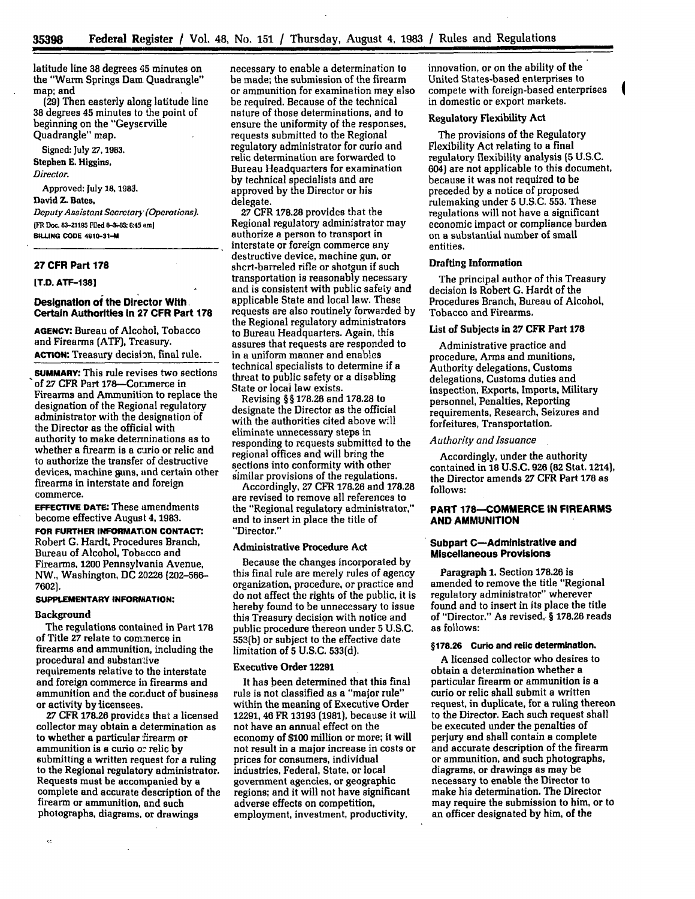latitude line 38 degrees 45 minutes on the "Warm Springs Dam Quadrangle" map; and

(29) Then easterly along latitude line 38 degrees 45 minutes to the point of beginning on the "Geyserville Quadrangle" map.

Signed: July 27, 1983.

**Stephen E. Higgins,**

*Director.*

Approved: July 18, 1983.

**David Z. Bates,**

*Deputy Assistant Secretary (Operations).*

[FR Doc. 83-21195 Filed 8-3-83; 8:45 am]

**BILLING CODE 4810-31-M**

---

## 27 CFR Part 178

**[T.D. ATF-138]**

## Designation of the Director With Certain Authorities in 27 CFR Part 178

**AGENCY:** Bureau of Alcohol, Tobacco and Firearms (ATF), Treasury.

**ACTION:** Treasury decision, final rule.

**SUMMARY:** This rule revises two sections of 27 CFR Part 178—Commerce in Firearms and Ammunition to replace the designation of the Regional regulatory administrator with the designation of the Director as the official with authority to make determinations as to whether a firearm is a curio or relic and to authorize the transfer of destructive devices, machine guns, and certain other firearms in interstate and foreign commerce.

**EFFECTIVE DATE:** These amendments become effective August 4, 1983.

**FOR FURTHER INFORMATION CONTACT:** Robert G. Hardt, Procedures Branch, Bureau of Alcohol, Tobacco and Firearms, 1200 Pennsylvania Avenue, NW., Washington, DC 20226 (202-566-7602).

**SUPPLEMENTARY INFORMATION:**

### Background

The regulations contained in Part 178 of Title 27 relate to commerce in firearms and ammunition, including the procedural and substantive requirements relative to the interstate and foreign commerce in firearms and ammunition and the conduct of business or activity by licensees.

27 CFR 178.26 provides that a licensed collector may obtain a determination as to whether a particular firearm or ammunition is a curio or relic by submitting a written request for a ruling to the Regional regulatory administrator. Requests must be accompanied by a complete and accurate description of the firearm or ammunition, and such photographs, diagrams, or drawings necessary to enable a determination to be made; the submission of the firearm or ammunition for examination may also be required. Because of the technical nature of those determinations, and to ensure the uniformity of the responses, requests submitted to the Regional regulatory administrator for curio and relic determination are forwarded to Bureau Headquarters for examination by technical specialists and are approved by the Director or his delegate.

27 CFR 178.28 provides that the Regional regulatory administrator may authorize a person to transport in interstate or foreign commerce any destructive device, machine gun, or short-barreled rifle or shotgun if such transportation is reasonably necessary and is consistent with public safety and applicable State and local law. These requests are also routinely forwarded by the Regional regulatory administrators to Bureau Headquarters. Again, this assures that requests are responded to in a uniform manner and enables technical specialists to determine if a threat to public safety or a disabling State or local law exists.

Revising §§ 178.26 and 178.28 to designate the Director as the official with the authorities cited above will eliminate unnecessary steps in responding to requests submitted to the regional offices and will bring the sections into conformity with other similar provisions of the regulations.

Accordingly, 27 CFR 178.26 and 178.28 are revised to remove all references to the "Regional regulatory administrator," and to insert in place the title of "Director."

### Administrative Procedure Act

Because the changes incorporated by this final rule are merely rules of agency organization, procedure, or practice and do not affect the rights of the public, it is hereby found to be unnecessary to issue this Treasury decision with notice and public procedure thereon under 5 U.S.C. 553(b) or subject to the effective date limitation of 5 U.S.C. 533(d).

### Executive Order 12291

It has been determined that this final rule is not classified as a "major rule" within the meaning of Executive Order 12291, 46 FR 13193 (1981), because it will not have an annual effect on the economy of $100 million or more; it will not result in a major increase in costs or prices for consumers, individual industries, Federal, State, or local government agencies, or geographic regions; and it will not have significant adverse effects on competition, employment, investment, productivity, innovation, or on the ability of the United States-based enterprises to compete with foreign-based enterprises in domestic or export markets.

### Regulatory Flexibility Act

The provisions of the Regulatory Flexibility Act relating to a final regulatory flexibility analysis (5 U.S.C. 604) are not applicable to this document, because it was not required to be preceded by a notice of proposed rulemaking under 5 U.S.C. 553. These regulations will not have a significant economic impact or compliance burden on a substantial number of small entities.

### Drafting Information

The principal author of this Treasury decision is Robert G. Hardt of the Procedures Branch, Bureau of Alcohol, Tobacco and Firearms.

### List of Subjects in 27 CFR Part 178

Administrative practice and procedure, Arms and munitions, Authority delegations, Customs delegations, Customs duties and inspection, Exports, Imports, Military personnel, Penalties, Reporting requirements, Research, Seizures and forfeitures, Transportation.

*Authority and Issuance*

Accordingly, under the authority contained in 18 U.S.C. 926 (82 Stat. 1214), the Director amends 27 CFR Part 178 as follows:

## PART 178—COMMERCE IN FIREARMS AND AMMUNITION

### Subpart C—Administrative and Miscellaneous Provisions

**Paragraph 1.** Section 178.26 is amended to remove the title "Regional regulatory administrator" wherever found and to insert in its place the title of "Director." As revised, § 178.26 reads as follows:

**§ 178.26 Curio and relic determination.**

A licensed collector who desires to obtain a determination whether a particular firearm or ammunition is a curio or relic shall submit a written request, in duplicate, for a ruling thereon to the Director. Each such request shall be executed under the penalties of perjury and shall contain a complete and accurate description of the firearm or ammunition, and such photographs, diagrams, or drawings as may be necessary to enable the Director to make his determination. The Director may require the submission to him, or to an officer designated by him, of the